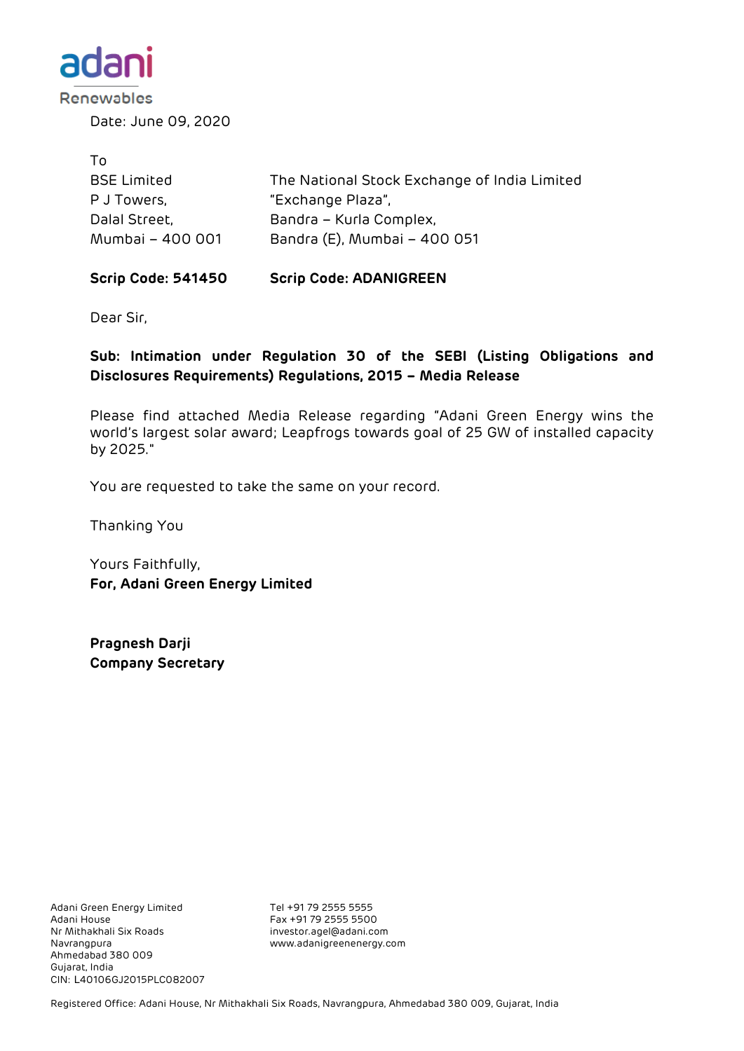Date: June 09, 2020

To

| BSE Limited | The National Stock Exchange of India Limited |
|---|---|
| P J Towers, | "Exchange Plaza", |
| Dalal Street, | Bandra – Kurla Complex, |
| Mumbai – 400 001 | Bandra (E), Mumbai – 400 051 |
| **Scrip Code: 541450** | **Scrip Code: ADANIGREEN** |

Dear Sir,

**Sub: Intimation under Regulation 30 of the SEBI (Listing Obligations and Disclosures Requirements) Regulations, 2015 – Media Release**

Please find attached Media Release regarding "Adani Green Energy wins the world's largest solar award; Leapfrogs towards goal of 25 GW of installed capacity by 2025."

You are requested to take the same on your record.

Thanking You

Yours Faithfully,
**For, Adani Green Energy Limited**

**Pragnesh Darji**
**Company Secretary**

Adani Green Energy Limited
Adani House
Nr Mithakhali Six Roads
Navrangpura
Ahmedabad 380 009
Gujarat, India
CIN: L40106GJ2015PLC082007

Tel +91 79 2555 5555
Fax +91 79 2555 5500
investor.agel@adani.com
www.adanigreenenergy.com

Registered Office: Adani House, Nr Mithakhali Six Roads, Navrangpura, Ahmedabad 380 009, Gujarat, India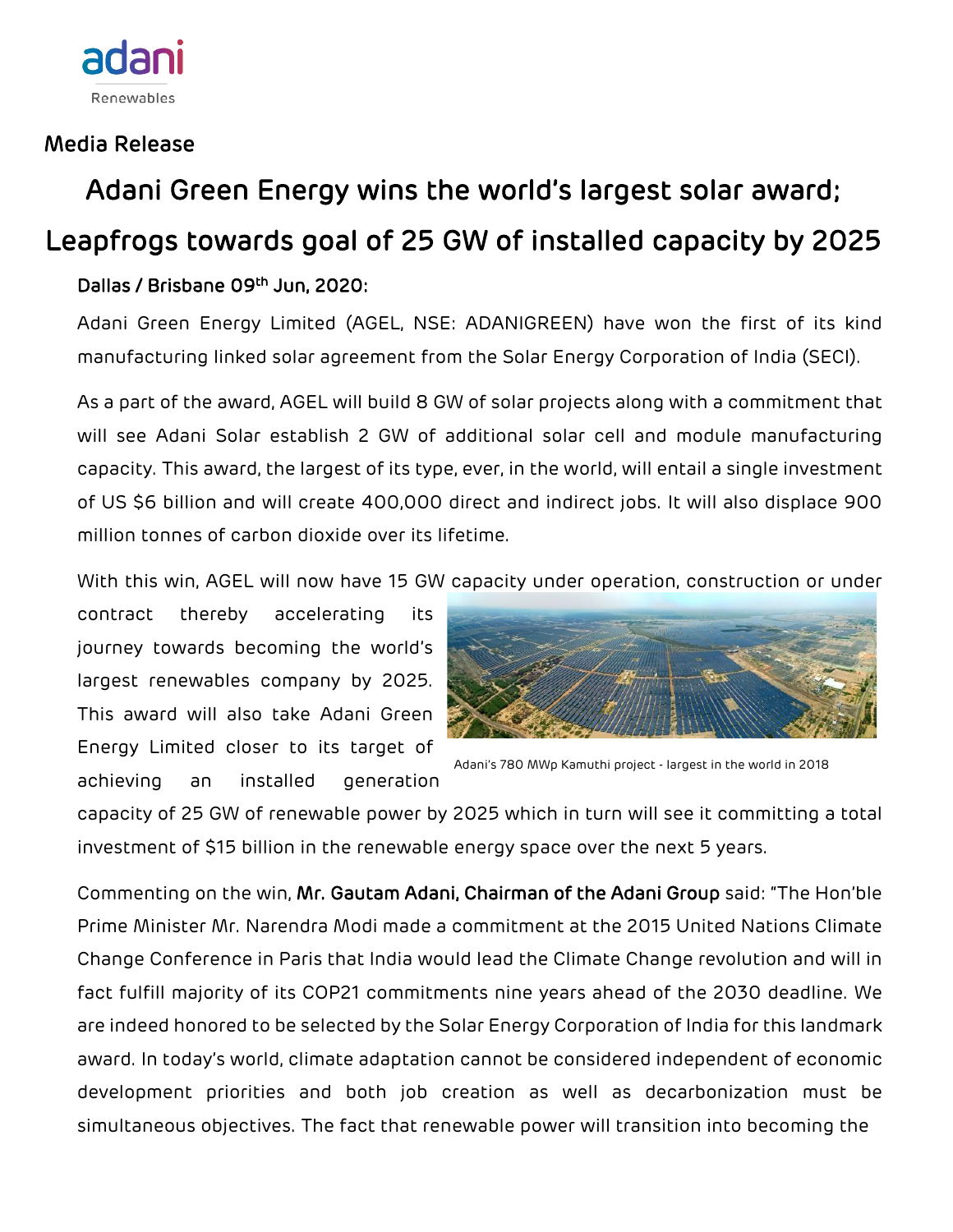Media Release

# Adani Green Energy wins the world's largest solar award; Leapfrogs towards goal of 25 GW of installed capacity by 2025

**Dallas / Brisbane 09th Jun, 2020:**

Adani Green Energy Limited (AGEL, NSE: ADANIGREEN) have won the first of its kind manufacturing linked solar agreement from the Solar Energy Corporation of India (SECI).

As a part of the award, AGEL will build 8 GW of solar projects along with a commitment that will see Adani Solar establish 2 GW of additional solar cell and module manufacturing capacity. This award, the largest of its type, ever, in the world, will entail a single investment of US $6 billion and will create 400,000 direct and indirect jobs. It will also displace 900 million tonnes of carbon dioxide over its lifetime.

With this win, AGEL will now have 15 GW capacity under operation, construction or under contract thereby accelerating its journey towards becoming the world's largest renewables company by 2025. This award will also take Adani Green Energy Limited closer to its target of achieving an installed generation capacity of 25 GW of renewable power by 2025 which in turn will see it committing a total investment of $15 billion in the renewable energy space over the next 5 years.

Adani's 780 MWp Kamuthi project - largest in the world in 2018

Commenting on the win, **Mr. Gautam Adani, Chairman of the Adani Group** said: "The Hon'ble Prime Minister Mr. Narendra Modi made a commitment at the 2015 United Nations Climate Change Conference in Paris that India would lead the Climate Change revolution and will in fact fulfill majority of its COP21 commitments nine years ahead of the 2030 deadline. We are indeed honored to be selected by the Solar Energy Corporation of India for this landmark award. In today's world, climate adaptation cannot be considered independent of economic development priorities and both job creation as well as decarbonization must be simultaneous objectives. The fact that renewable power will transition into becoming the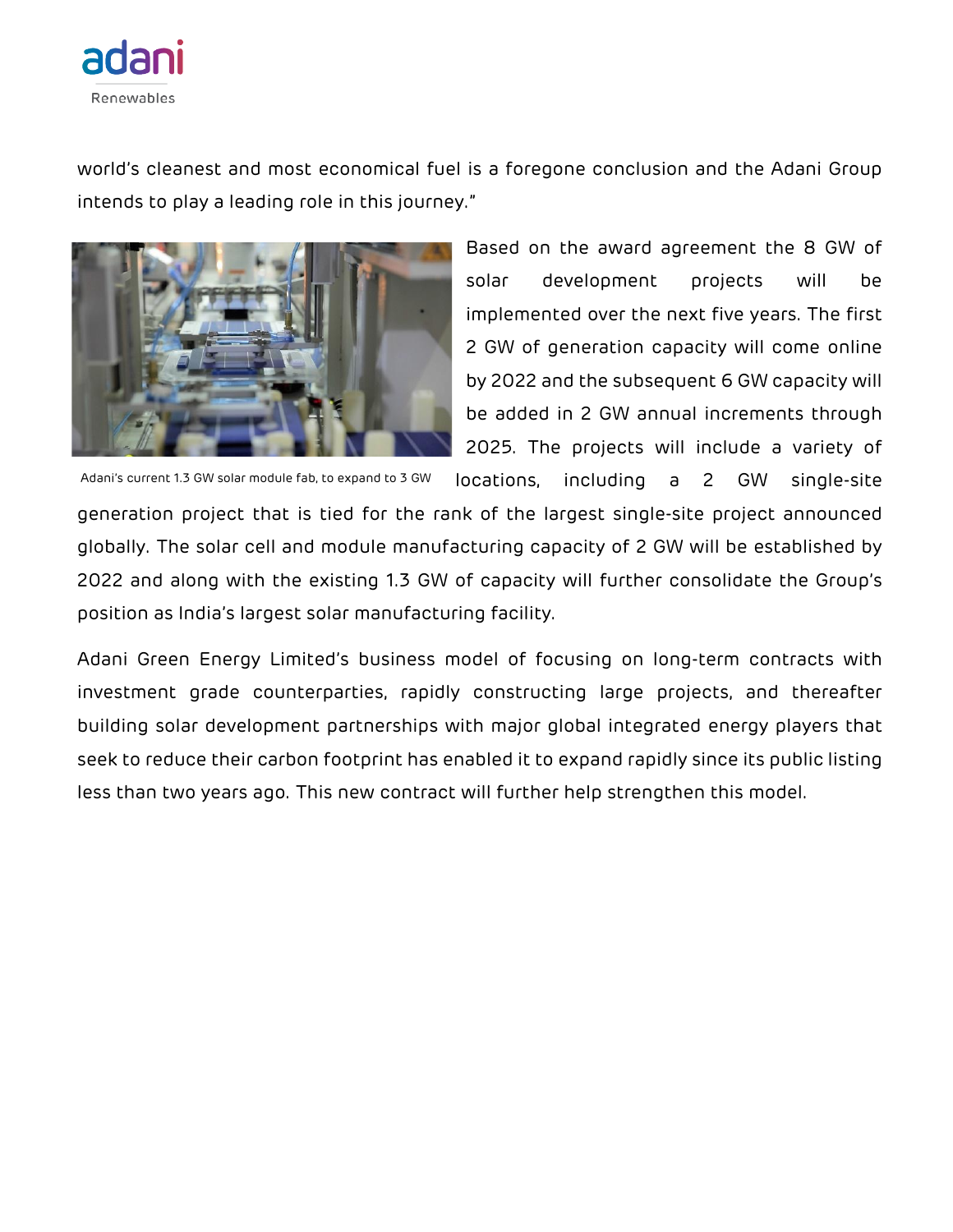world's cleanest and most economical fuel is a foregone conclusion and the Adani Group intends to play a leading role in this journey."

Adani's current 1.3 GW solar module fab, to expand to 3 GW

Based on the award agreement the 8 GW of solar development projects will be implemented over the next five years. The first 2 GW of generation capacity will come online by 2022 and the subsequent 6 GW capacity will be added in 2 GW annual increments through 2025. The projects will include a variety of locations, including a 2 GW single-site generation project that is tied for the rank of the largest single-site project announced globally. The solar cell and module manufacturing capacity of 2 GW will be established by 2022 and along with the existing 1.3 GW of capacity will further consolidate the Group's position as India's largest solar manufacturing facility.

Adani Green Energy Limited's business model of focusing on long-term contracts with investment grade counterparties, rapidly constructing large projects, and thereafter building solar development partnerships with major global integrated energy players that seek to reduce their carbon footprint has enabled it to expand rapidly since its public listing less than two years ago. This new contract will further help strengthen this model.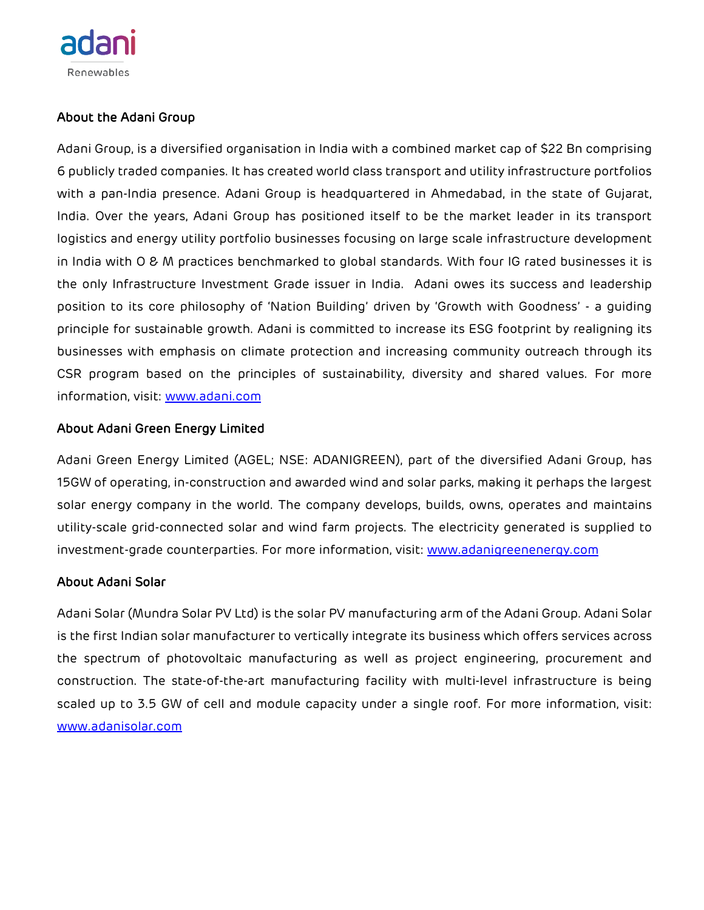### About the Adani Group

Adani Group, is a diversified organisation in India with a combined market cap of $22 Bn comprising 6 publicly traded companies. It has created world class transport and utility infrastructure portfolios with a pan-India presence. Adani Group is headquartered in Ahmedabad, in the state of Gujarat, India. Over the years, Adani Group has positioned itself to be the market leader in its transport logistics and energy utility portfolio businesses focusing on large scale infrastructure development in India with O & M practices benchmarked to global standards. With four IG rated businesses it is the only Infrastructure Investment Grade issuer in India. Adani owes its success and leadership position to its core philosophy of 'Nation Building' driven by 'Growth with Goodness' - a guiding principle for sustainable growth. Adani is committed to increase its ESG footprint by realigning its businesses with emphasis on climate protection and increasing community outreach through its CSR program based on the principles of sustainability, diversity and shared values. For more information, visit: [www.adani.com](http://www.adani.com)

### About Adani Green Energy Limited

Adani Green Energy Limited (AGEL; NSE: ADANIGREEN), part of the diversified Adani Group, has 15GW of operating, in-construction and awarded wind and solar parks, making it perhaps the largest solar energy company in the world. The company develops, builds, owns, operates and maintains utility-scale grid-connected solar and wind farm projects. The electricity generated is supplied to investment-grade counterparties. For more information, visit: [www.adanigreenenergy.com](http://www.adanigreenenergy.com)

### About Adani Solar

Adani Solar (Mundra Solar PV Ltd) is the solar PV manufacturing arm of the Adani Group. Adani Solar is the first Indian solar manufacturer to vertically integrate its business which offers services across the spectrum of photovoltaic manufacturing as well as project engineering, procurement and construction. The state-of-the-art manufacturing facility with multi-level infrastructure is being scaled up to 3.5 GW of cell and module capacity under a single roof. For more information, visit: [www.adanisolar.com](http://www.adanisolar.com)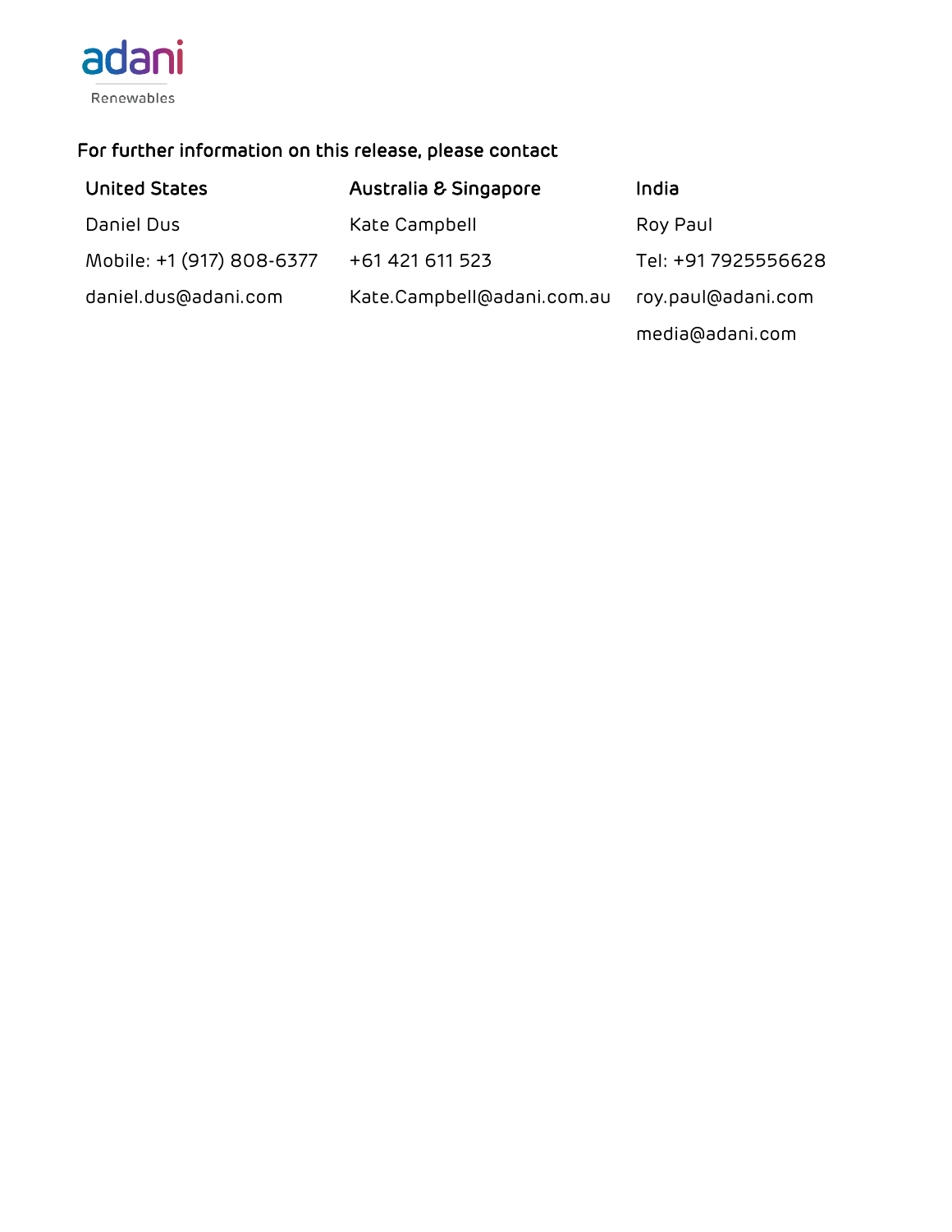adani

Renewables

For further information on this release, please contact

| United States | Australia & Singapore | India |
| --- | --- | --- |
| Daniel Dus | Kate Campbell | Roy Paul |
| Mobile: +1 (917) 808-6377 | +61 421 611 523 | Tel: +91 7925556628 |
| daniel.dus@adani.com | Kate.Campbell@adani.com.au | roy.paul@adani.com |
| | | media@adani.com |